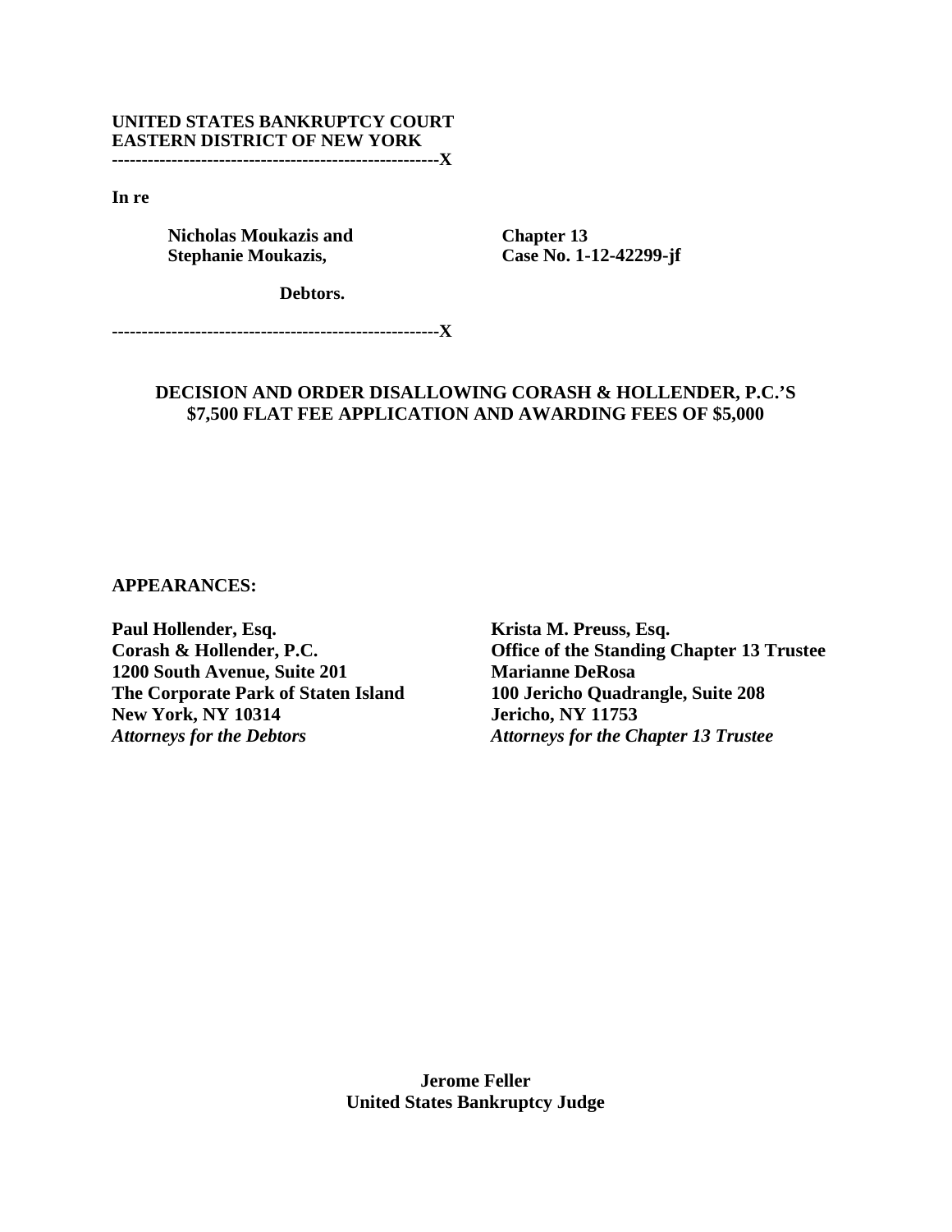**UNITED STATES BANKRUPTCY COURT**
**EASTERN DISTRICT OF NEW YORK**
**--------------------------------------------------------X**

**In re**

**Nicholas Moukazis and** | **Chapter 13**
**Stephanie Moukazis,** | **Case No. 1-12-42299-jf**

**Debtors.**

**--------------------------------------------------------X**

**DECISION AND ORDER DISALLOWING CORASH & HOLLENDER, P.C.'S $7,500 FLAT FEE APPLICATION AND AWARDING FEES OF $5,000**

**APPEARANCES:**

**Paul Hollender, Esq.**
**Corash & Hollender, P.C.**
**1200 South Avenue, Suite 201**
**The Corporate Park of Staten Island**
**New York, NY 10314**
***Attorneys for the Debtors***

**Krista M. Preuss, Esq.**
**Office of the Standing Chapter 13 Trustee**
**Marianne DeRosa**
**100 Jericho Quadrangle, Suite 208**
**Jericho, NY 11753**
***Attorneys for the Chapter 13 Trustee***

**Jerome Feller**
**United States Bankruptcy Judge**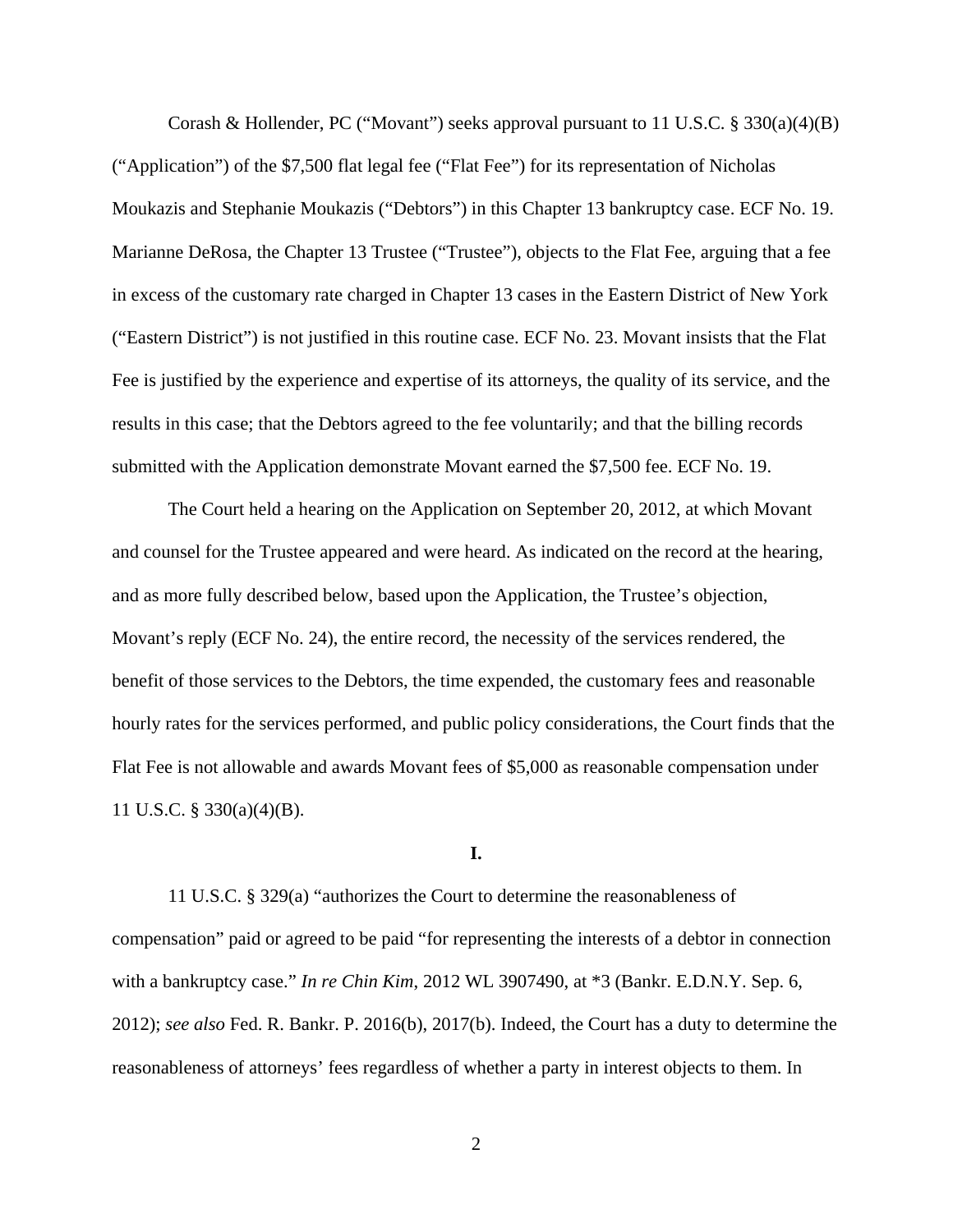Corash & Hollender, PC ("Movant") seeks approval pursuant to 11 U.S.C. § 330(a)(4)(B) ("Application") of the $7,500 flat legal fee ("Flat Fee") for its representation of Nicholas Moukazis and Stephanie Moukazis ("Debtors") in this Chapter 13 bankruptcy case. ECF No. 19. Marianne DeRosa, the Chapter 13 Trustee ("Trustee"), objects to the Flat Fee, arguing that a fee in excess of the customary rate charged in Chapter 13 cases in the Eastern District of New York ("Eastern District") is not justified in this routine case. ECF No. 23. Movant insists that the Flat Fee is justified by the experience and expertise of its attorneys, the quality of its service, and the results in this case; that the Debtors agreed to the fee voluntarily; and that the billing records submitted with the Application demonstrate Movant earned the $7,500 fee. ECF No. 19.

The Court held a hearing on the Application on September 20, 2012, at which Movant and counsel for the Trustee appeared and were heard. As indicated on the record at the hearing, and as more fully described below, based upon the Application, the Trustee's objection, Movant's reply (ECF No. 24), the entire record, the necessity of the services rendered, the benefit of those services to the Debtors, the time expended, the customary fees and reasonable hourly rates for the services performed, and public policy considerations, the Court finds that the Flat Fee is not allowable and awards Movant fees of $5,000 as reasonable compensation under 11 U.S.C. § 330(a)(4)(B).

**I.**

11 U.S.C. § 329(a) "authorizes the Court to determine the reasonableness of compensation" paid or agreed to be paid "for representing the interests of a debtor in connection with a bankruptcy case." *In re Chin Kim*, 2012 WL 3907490, at *3 (Bankr. E.D.N.Y. Sep. 6, 2012); *see also* Fed. R. Bankr. P. 2016(b), 2017(b). Indeed, the Court has a duty to determine the reasonableness of attorneys' fees regardless of whether a party in interest objects to them. In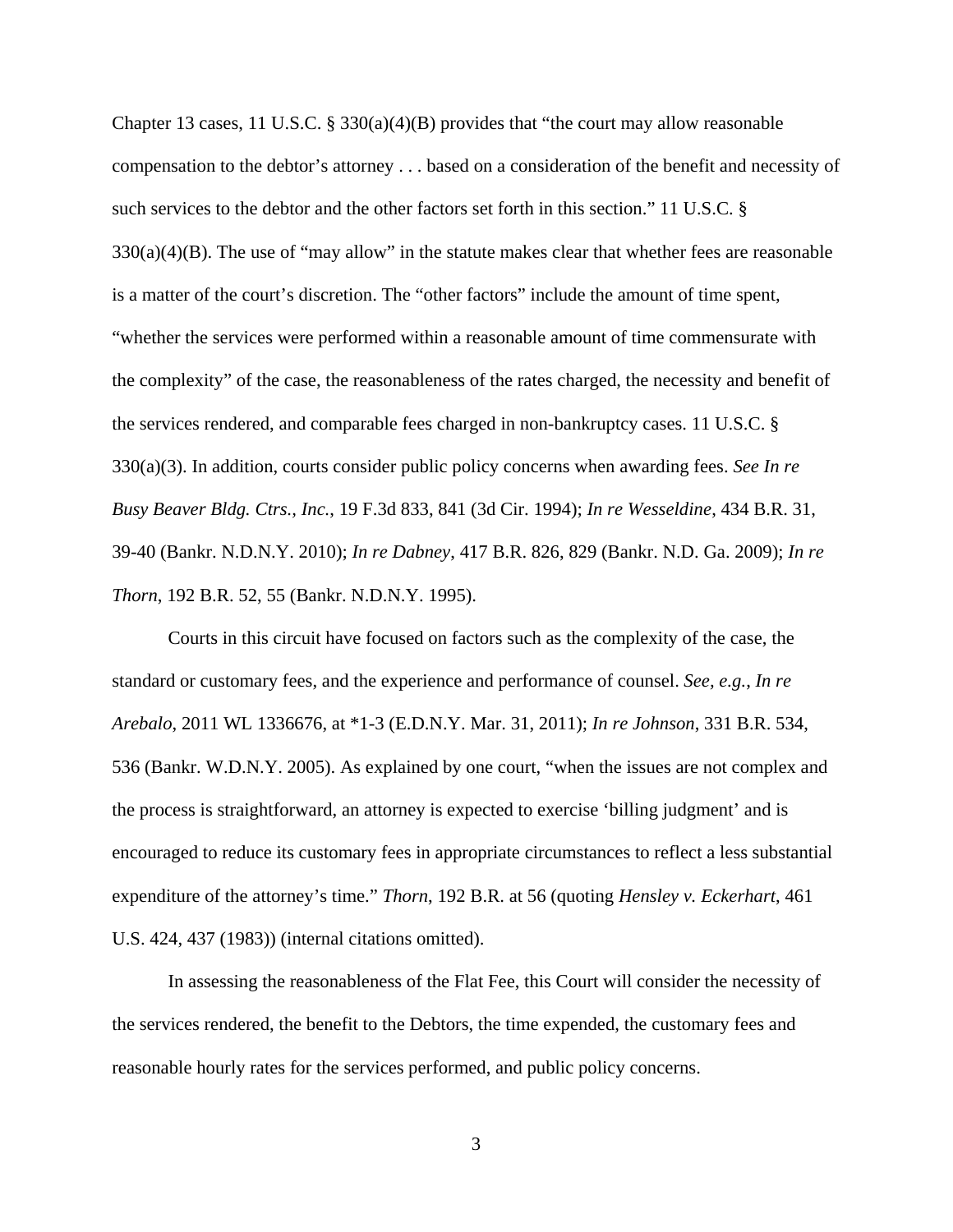Chapter 13 cases, 11 U.S.C. § 330(a)(4)(B) provides that "the court may allow reasonable compensation to the debtor's attorney . . . based on a consideration of the benefit and necessity of such services to the debtor and the other factors set forth in this section." 11 U.S.C. § 330(a)(4)(B). The use of "may allow" in the statute makes clear that whether fees are reasonable is a matter of the court's discretion. The "other factors" include the amount of time spent, "whether the services were performed within a reasonable amount of time commensurate with the complexity" of the case, the reasonableness of the rates charged, the necessity and benefit of the services rendered, and comparable fees charged in non-bankruptcy cases. 11 U.S.C. § 330(a)(3). In addition, courts consider public policy concerns when awarding fees. *See In re Busy Beaver Bldg. Ctrs., Inc.*, 19 F.3d 833, 841 (3d Cir. 1994); *In re Wesseldine*, 434 B.R. 31, 39-40 (Bankr. N.D.N.Y. 2010); *In re Dabney*, 417 B.R. 826, 829 (Bankr. N.D. Ga. 2009); *In re Thorn*, 192 B.R. 52, 55 (Bankr. N.D.N.Y. 1995).

Courts in this circuit have focused on factors such as the complexity of the case, the standard or customary fees, and the experience and performance of counsel. *See, e.g.*, *In re Arebalo*, 2011 WL 1336676, at *1-3 (E.D.N.Y. Mar. 31, 2011); *In re Johnson*, 331 B.R. 534, 536 (Bankr. W.D.N.Y. 2005). As explained by one court, "when the issues are not complex and the process is straightforward, an attorney is expected to exercise 'billing judgment' and is encouraged to reduce its customary fees in appropriate circumstances to reflect a less substantial expenditure of the attorney's time." *Thorn*, 192 B.R. at 56 (quoting *Hensley v. Eckerhart*, 461 U.S. 424, 437 (1983)) (internal citations omitted).

In assessing the reasonableness of the Flat Fee, this Court will consider the necessity of the services rendered, the benefit to the Debtors, the time expended, the customary fees and reasonable hourly rates for the services performed, and public policy concerns.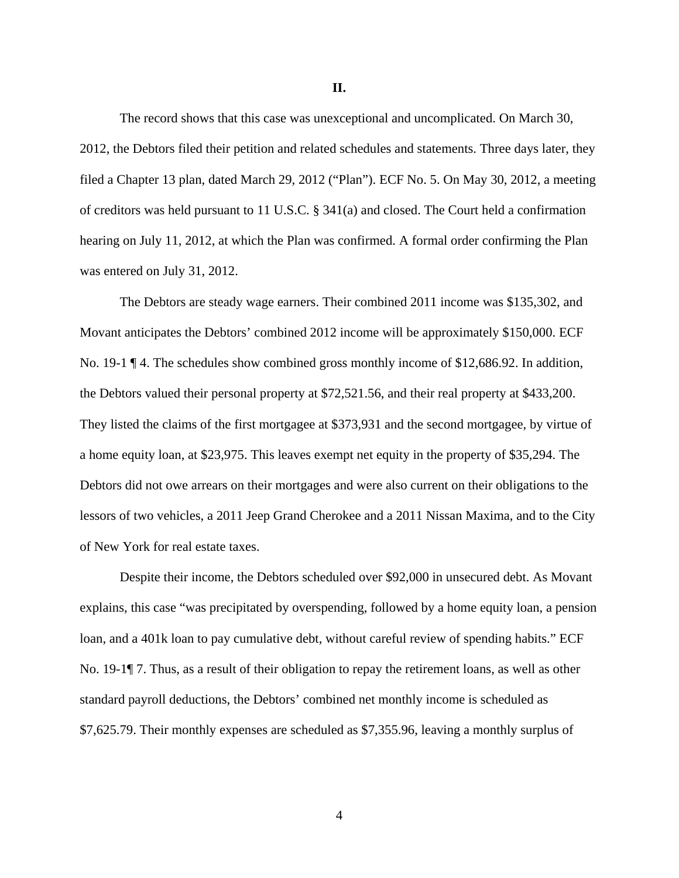**II.**

The record shows that this case was unexceptional and uncomplicated. On March 30, 2012, the Debtors filed their petition and related schedules and statements. Three days later, they filed a Chapter 13 plan, dated March 29, 2012 ("Plan"). ECF No. 5. On May 30, 2012, a meeting of creditors was held pursuant to 11 U.S.C. § 341(a) and closed. The Court held a confirmation hearing on July 11, 2012, at which the Plan was confirmed. A formal order confirming the Plan was entered on July 31, 2012.

The Debtors are steady wage earners. Their combined 2011 income was $135,302, and Movant anticipates the Debtors' combined 2012 income will be approximately $150,000. ECF No. 19-1 ¶ 4. The schedules show combined gross monthly income of $12,686.92. In addition, the Debtors valued their personal property at $72,521.56, and their real property at $433,200. They listed the claims of the first mortgagee at $373,931 and the second mortgagee, by virtue of a home equity loan, at $23,975. This leaves exempt net equity in the property of $35,294. The Debtors did not owe arrears on their mortgages and were also current on their obligations to the lessors of two vehicles, a 2011 Jeep Grand Cherokee and a 2011 Nissan Maxima, and to the City of New York for real estate taxes.

Despite their income, the Debtors scheduled over $92,000 in unsecured debt. As Movant explains, this case "was precipitated by overspending, followed by a home equity loan, a pension loan, and a 401k loan to pay cumulative debt, without careful review of spending habits." ECF No. 19-1¶ 7. Thus, as a result of their obligation to repay the retirement loans, as well as other standard payroll deductions, the Debtors' combined net monthly income is scheduled as $7,625.79. Their monthly expenses are scheduled as $7,355.96, leaving a monthly surplus of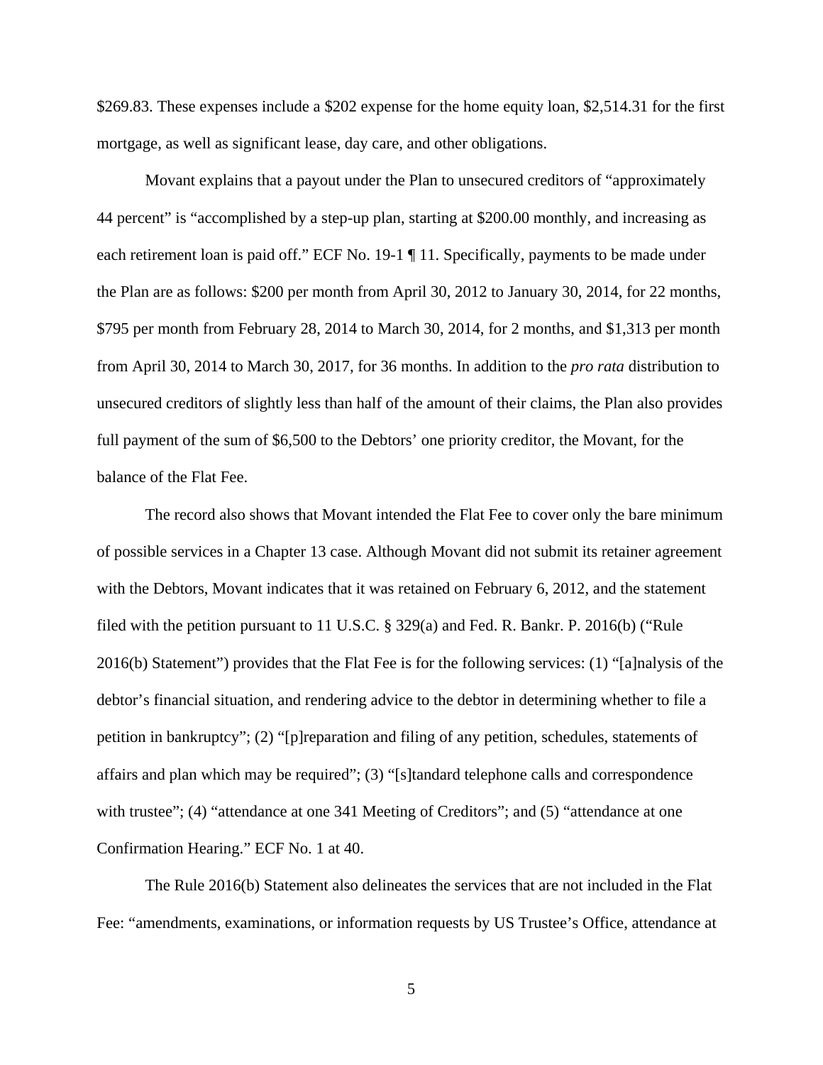$269.83. These expenses include a $202 expense for the home equity loan, $2,514.31 for the first mortgage, as well as significant lease, day care, and other obligations.

Movant explains that a payout under the Plan to unsecured creditors of "approximately 44 percent" is "accomplished by a step-up plan, starting at $200.00 monthly, and increasing as each retirement loan is paid off." ECF No. 19-1 ¶ 11. Specifically, payments to be made under the Plan are as follows: $200 per month from April 30, 2012 to January 30, 2014, for 22 months, $795 per month from February 28, 2014 to March 30, 2014, for 2 months, and $1,313 per month from April 30, 2014 to March 30, 2017, for 36 months. In addition to the *pro rata* distribution to unsecured creditors of slightly less than half of the amount of their claims, the Plan also provides full payment of the sum of $6,500 to the Debtors' one priority creditor, the Movant, for the balance of the Flat Fee.

The record also shows that Movant intended the Flat Fee to cover only the bare minimum of possible services in a Chapter 13 case. Although Movant did not submit its retainer agreement with the Debtors, Movant indicates that it was retained on February 6, 2012, and the statement filed with the petition pursuant to 11 U.S.C. § 329(a) and Fed. R. Bankr. P. 2016(b) ("Rule 2016(b) Statement") provides that the Flat Fee is for the following services: (1) "[a]nalysis of the debtor's financial situation, and rendering advice to the debtor in determining whether to file a petition in bankruptcy"; (2) "[p]reparation and filing of any petition, schedules, statements of affairs and plan which may be required"; (3) "[s]tandard telephone calls and correspondence with trustee"; (4) "attendance at one 341 Meeting of Creditors"; and (5) "attendance at one Confirmation Hearing." ECF No. 1 at 40.

The Rule 2016(b) Statement also delineates the services that are not included in the Flat Fee: "amendments, examinations, or information requests by US Trustee's Office, attendance at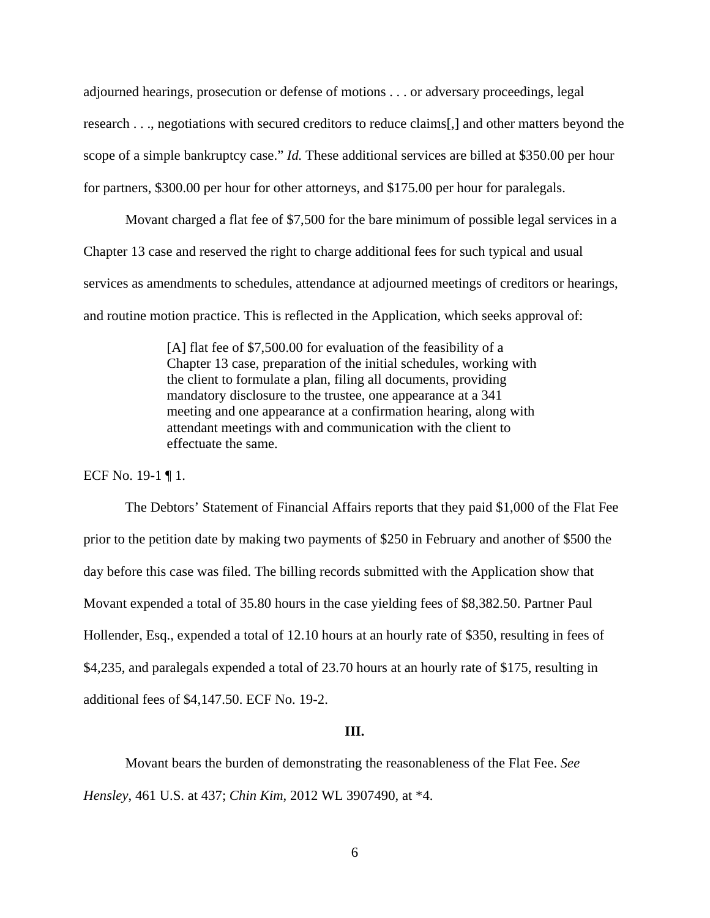adjourned hearings, prosecution or defense of motions . . . or adversary proceedings, legal research . . ., negotiations with secured creditors to reduce claims[,] and other matters beyond the scope of a simple bankruptcy case." *Id.* These additional services are billed at $350.00 per hour for partners, $300.00 per hour for other attorneys, and $175.00 per hour for paralegals.

Movant charged a flat fee of $7,500 for the bare minimum of possible legal services in a Chapter 13 case and reserved the right to charge additional fees for such typical and usual services as amendments to schedules, attendance at adjourned meetings of creditors or hearings, and routine motion practice. This is reflected in the Application, which seeks approval of:

> [A] flat fee of $7,500.00 for evaluation of the feasibility of a Chapter 13 case, preparation of the initial schedules, working with the client to formulate a plan, filing all documents, providing mandatory disclosure to the trustee, one appearance at a 341 meeting and one appearance at a confirmation hearing, along with attendant meetings with and communication with the client to effectuate the same.

ECF No. 19-1 ¶ 1.

The Debtors' Statement of Financial Affairs reports that they paid $1,000 of the Flat Fee prior to the petition date by making two payments of $250 in February and another of $500 the day before this case was filed. The billing records submitted with the Application show that Movant expended a total of 35.80 hours in the case yielding fees of $8,382.50. Partner Paul Hollender, Esq., expended a total of 12.10 hours at an hourly rate of $350, resulting in fees of $4,235, and paralegals expended a total of 23.70 hours at an hourly rate of $175, resulting in additional fees of $4,147.50. ECF No. 19-2.

## III.

Movant bears the burden of demonstrating the reasonableness of the Flat Fee. *See Hensley*, 461 U.S. at 437; *Chin Kim*, 2012 WL 3907490, at *4.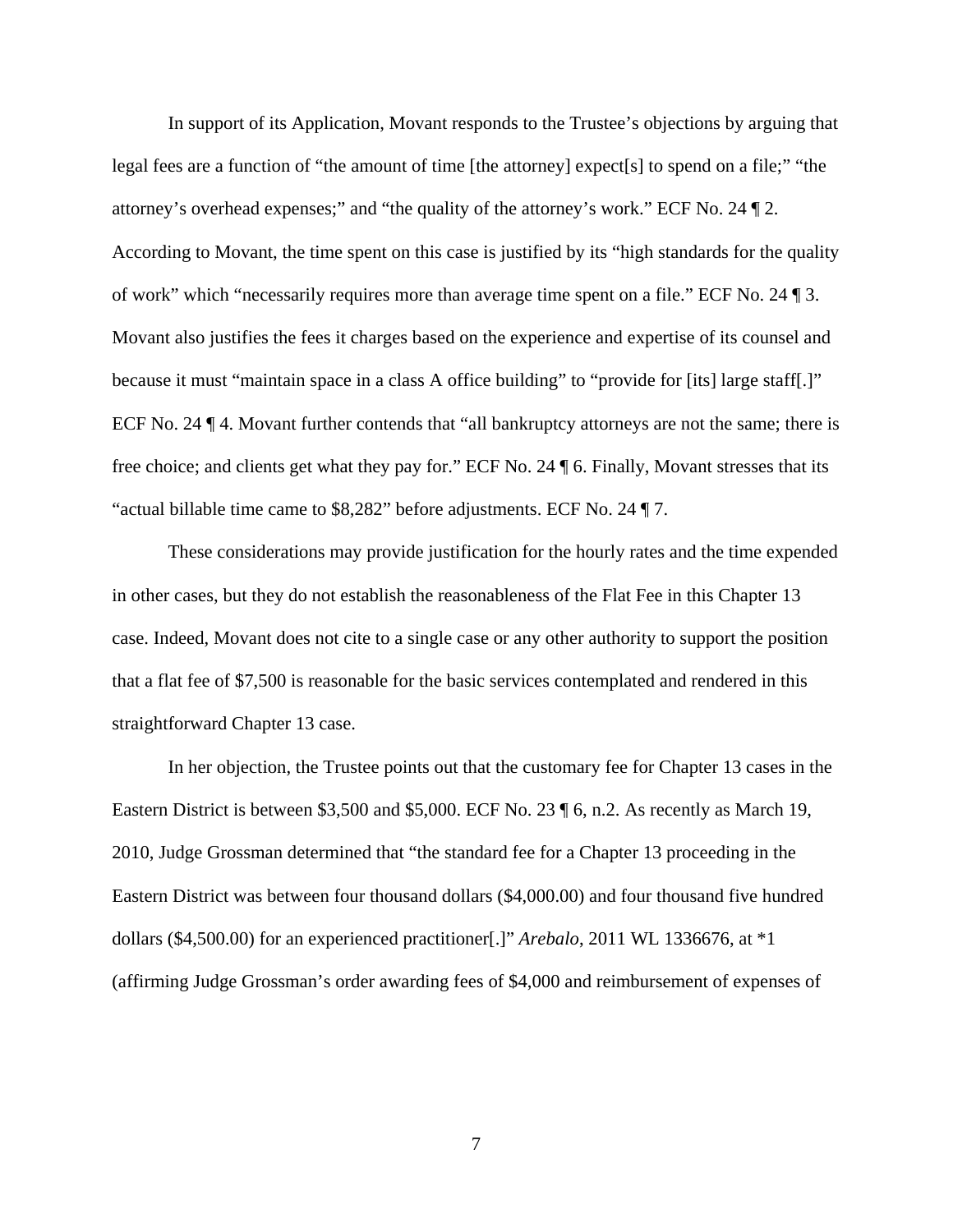In support of its Application, Movant responds to the Trustee's objections by arguing that legal fees are a function of "the amount of time [the attorney] expect[s] to spend on a file;" "the attorney's overhead expenses;" and "the quality of the attorney's work." ECF No. 24 ¶ 2. According to Movant, the time spent on this case is justified by its "high standards for the quality of work" which "necessarily requires more than average time spent on a file." ECF No. 24 ¶ 3. Movant also justifies the fees it charges based on the experience and expertise of its counsel and because it must "maintain space in a class A office building" to "provide for [its] large staff[.]" ECF No. 24 ¶ 4. Movant further contends that "all bankruptcy attorneys are not the same; there is free choice; and clients get what they pay for." ECF No. 24 ¶ 6. Finally, Movant stresses that its "actual billable time came to $8,282" before adjustments. ECF No. 24 ¶ 7.

These considerations may provide justification for the hourly rates and the time expended in other cases, but they do not establish the reasonableness of the Flat Fee in this Chapter 13 case. Indeed, Movant does not cite to a single case or any other authority to support the position that a flat fee of $7,500 is reasonable for the basic services contemplated and rendered in this straightforward Chapter 13 case.

In her objection, the Trustee points out that the customary fee for Chapter 13 cases in the Eastern District is between $3,500 and $5,000. ECF No. 23 ¶ 6, n.2. As recently as March 19, 2010, Judge Grossman determined that "the standard fee for a Chapter 13 proceeding in the Eastern District was between four thousand dollars ($4,000.00) and four thousand five hundred dollars ($4,500.00) for an experienced practitioner[.]" *Arebalo*, 2011 WL 1336676, at *1 (affirming Judge Grossman's order awarding fees of $4,000 and reimbursement of expenses of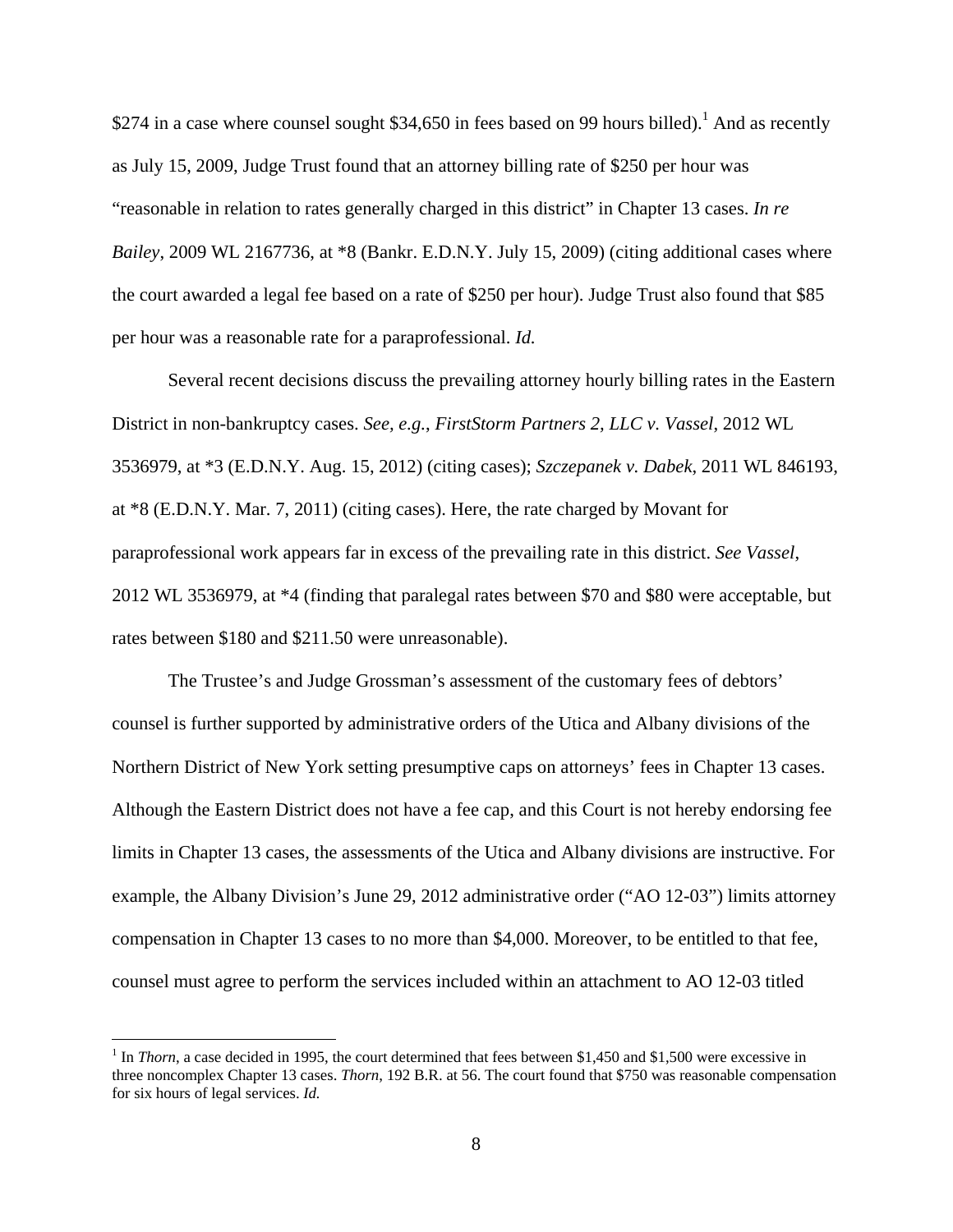$274 in a case where counsel sought $34,650 in fees based on 99 hours billed).[1] And as recently as July 15, 2009, Judge Trust found that an attorney billing rate of $250 per hour was "reasonable in relation to rates generally charged in this district" in Chapter 13 cases. *In re Bailey*, 2009 WL 2167736, at *8 (Bankr. E.D.N.Y. July 15, 2009) (citing additional cases where the court awarded a legal fee based on a rate of $250 per hour). Judge Trust also found that $85 per hour was a reasonable rate for a paraprofessional. *Id.*

Several recent decisions discuss the prevailing attorney hourly billing rates in the Eastern District in non-bankruptcy cases. *See, e.g.*, *FirstStorm Partners 2, LLC v. Vassel*, 2012 WL 3536979, at *3 (E.D.N.Y. Aug. 15, 2012) (citing cases); *Szczepanek v. Dabek*, 2011 WL 846193, at *8 (E.D.N.Y. Mar. 7, 2011) (citing cases). Here, the rate charged by Movant for paraprofessional work appears far in excess of the prevailing rate in this district. *See Vassel*, 2012 WL 3536979, at *4 (finding that paralegal rates between $70 and $80 were acceptable, but rates between $180 and $211.50 were unreasonable).

The Trustee's and Judge Grossman's assessment of the customary fees of debtors' counsel is further supported by administrative orders of the Utica and Albany divisions of the Northern District of New York setting presumptive caps on attorneys' fees in Chapter 13 cases. Although the Eastern District does not have a fee cap, and this Court is not hereby endorsing fee limits in Chapter 13 cases, the assessments of the Utica and Albany divisions are instructive. For example, the Albany Division's June 29, 2012 administrative order ("AO 12-03") limits attorney compensation in Chapter 13 cases to no more than $4,000. Moreover, to be entitled to that fee, counsel must agree to perform the services included within an attachment to AO 12-03 titled

---

[1] In *Thorn*, a case decided in 1995, the court determined that fees between $1,450 and $1,500 were excessive in three noncomplex Chapter 13 cases. *Thorn*, 192 B.R. at 56. The court found that $750 was reasonable compensation for six hours of legal services. *Id.*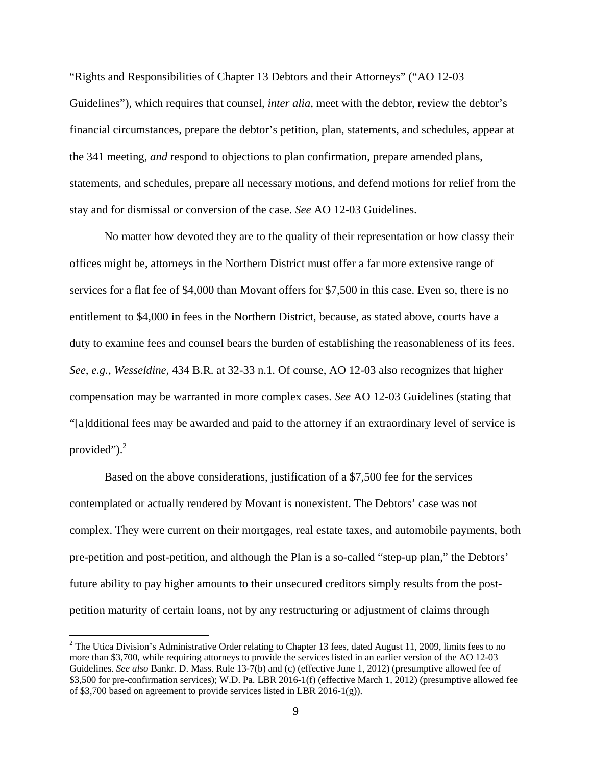"Rights and Responsibilities of Chapter 13 Debtors and their Attorneys" ("AO 12-03 Guidelines"), which requires that counsel, *inter alia*, meet with the debtor, review the debtor's financial circumstances, prepare the debtor's petition, plan, statements, and schedules, appear at the 341 meeting, *and* respond to objections to plan confirmation, prepare amended plans, statements, and schedules, prepare all necessary motions, and defend motions for relief from the stay and for dismissal or conversion of the case. *See* AO 12-03 Guidelines.

No matter how devoted they are to the quality of their representation or how classy their offices might be, attorneys in the Northern District must offer a far more extensive range of services for a flat fee of $4,000 than Movant offers for $7,500 in this case. Even so, there is no entitlement to $4,000 in fees in the Northern District, because, as stated above, courts have a duty to examine fees and counsel bears the burden of establishing the reasonableness of its fees. *See, e.g.*, *Wesseldine*, 434 B.R. at 32-33 n.1. Of course, AO 12-03 also recognizes that higher compensation may be warranted in more complex cases. *See* AO 12-03 Guidelines (stating that "[a]dditional fees may be awarded and paid to the attorney if an extraordinary level of service is provided").[2]

Based on the above considerations, justification of a $7,500 fee for the services contemplated or actually rendered by Movant is nonexistent. The Debtors' case was not complex. They were current on their mortgages, real estate taxes, and automobile payments, both pre-petition and post-petition, and although the Plan is a so-called "step-up plan," the Debtors' future ability to pay higher amounts to their unsecured creditors simply results from the post-petition maturity of certain loans, not by any restructuring or adjustment of claims through

---

[2] The Utica Division's Administrative Order relating to Chapter 13 fees, dated August 11, 2009, limits fees to no more than $3,700, while requiring attorneys to provide the services listed in an earlier version of the AO 12-03 Guidelines. *See also* Bankr. D. Mass. Rule 13-7(b) and (c) (effective June 1, 2012) (presumptive allowed fee of $3,500 for pre-confirmation services); W.D. Pa. LBR 2016-1(f) (effective March 1, 2012) (presumptive allowed fee of $3,700 based on agreement to provide services listed in LBR 2016-1(g)).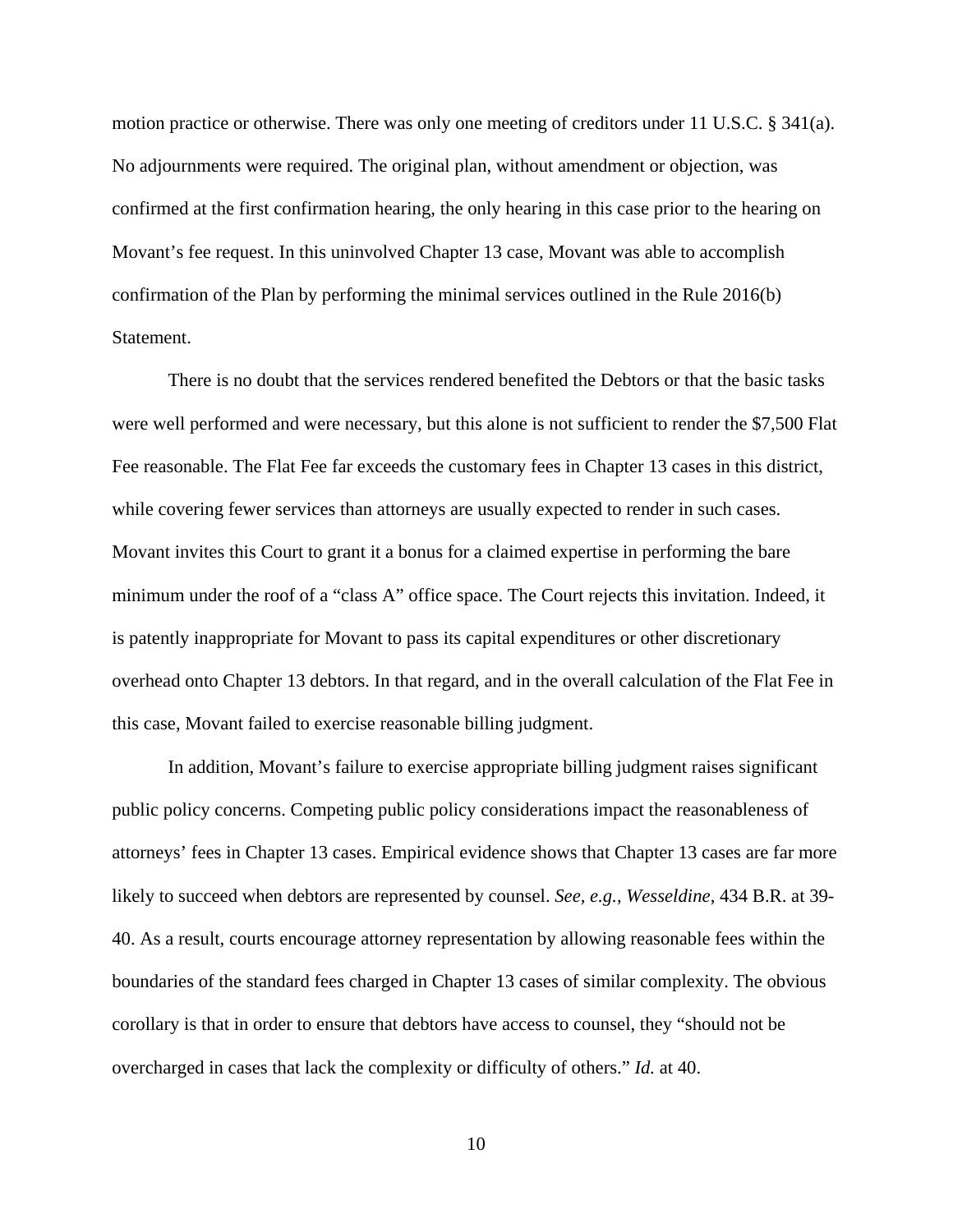motion practice or otherwise. There was only one meeting of creditors under 11 U.S.C. § 341(a). No adjournments were required. The original plan, without amendment or objection, was confirmed at the first confirmation hearing, the only hearing in this case prior to the hearing on Movant's fee request. In this uninvolved Chapter 13 case, Movant was able to accomplish confirmation of the Plan by performing the minimal services outlined in the Rule 2016(b) Statement.

There is no doubt that the services rendered benefited the Debtors or that the basic tasks were well performed and were necessary, but this alone is not sufficient to render the $7,500 Flat Fee reasonable. The Flat Fee far exceeds the customary fees in Chapter 13 cases in this district, while covering fewer services than attorneys are usually expected to render in such cases. Movant invites this Court to grant it a bonus for a claimed expertise in performing the bare minimum under the roof of a "class A" office space. The Court rejects this invitation. Indeed, it is patently inappropriate for Movant to pass its capital expenditures or other discretionary overhead onto Chapter 13 debtors. In that regard, and in the overall calculation of the Flat Fee in this case, Movant failed to exercise reasonable billing judgment.

In addition, Movant's failure to exercise appropriate billing judgment raises significant public policy concerns. Competing public policy considerations impact the reasonableness of attorneys' fees in Chapter 13 cases. Empirical evidence shows that Chapter 13 cases are far more likely to succeed when debtors are represented by counsel. *See, e.g.*, *Wesseldine*, 434 B.R. at 39-40. As a result, courts encourage attorney representation by allowing reasonable fees within the boundaries of the standard fees charged in Chapter 13 cases of similar complexity. The obvious corollary is that in order to ensure that debtors have access to counsel, they "should not be overcharged in cases that lack the complexity or difficulty of others." *Id.* at 40.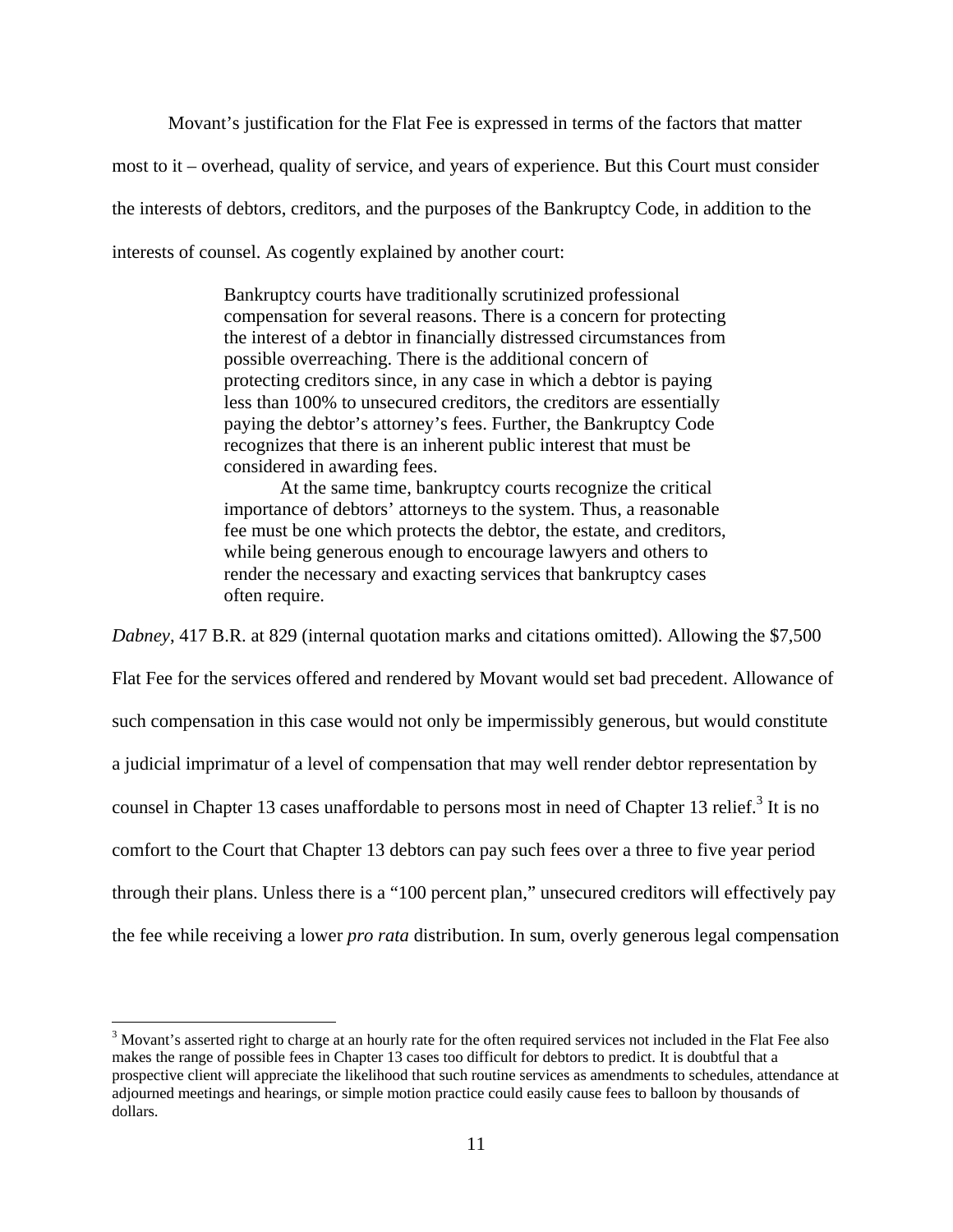Movant's justification for the Flat Fee is expressed in terms of the factors that matter most to it – overhead, quality of service, and years of experience. But this Court must consider the interests of debtors, creditors, and the purposes of the Bankruptcy Code, in addition to the interests of counsel. As cogently explained by another court:

> Bankruptcy courts have traditionally scrutinized professional compensation for several reasons. There is a concern for protecting the interest of a debtor in financially distressed circumstances from possible overreaching. There is the additional concern of protecting creditors since, in any case in which a debtor is paying less than 100% to unsecured creditors, the creditors are essentially paying the debtor's attorney's fees. Further, the Bankruptcy Code recognizes that there is an inherent public interest that must be considered in awarding fees.
>
> At the same time, bankruptcy courts recognize the critical importance of debtors' attorneys to the system. Thus, a reasonable fee must be one which protects the debtor, the estate, and creditors, while being generous enough to encourage lawyers and others to render the necessary and exacting services that bankruptcy cases often require.

*Dabney*, 417 B.R. at 829 (internal quotation marks and citations omitted). Allowing the $7,500 Flat Fee for the services offered and rendered by Movant would set bad precedent. Allowance of such compensation in this case would not only be impermissibly generous, but would constitute a judicial imprimatur of a level of compensation that may well render debtor representation by counsel in Chapter 13 cases unaffordable to persons most in need of Chapter 13 relief.[3] It is no comfort to the Court that Chapter 13 debtors can pay such fees over a three to five year period through their plans. Unless there is a "100 percent plan," unsecured creditors will effectively pay the fee while receiving a lower *pro rata* distribution. In sum, overly generous legal compensation

[3] Movant's asserted right to charge at an hourly rate for the often required services not included in the Flat Fee also makes the range of possible fees in Chapter 13 cases too difficult for debtors to predict. It is doubtful that a prospective client will appreciate the likelihood that such routine services as amendments to schedules, attendance at adjourned meetings and hearings, or simple motion practice could easily cause fees to balloon by thousands of dollars.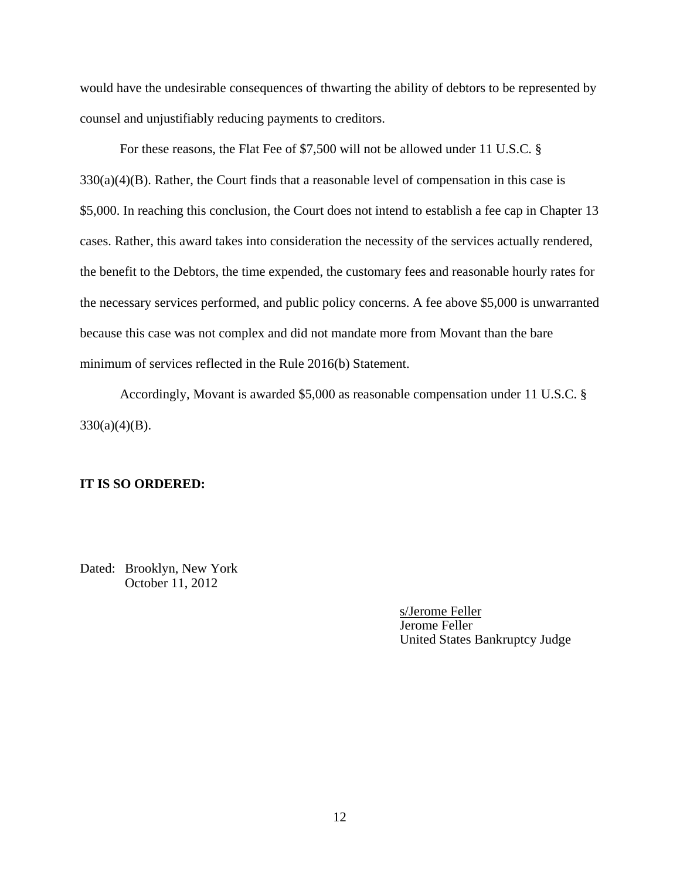would have the undesirable consequences of thwarting the ability of debtors to be represented by counsel and unjustifiably reducing payments to creditors.

For these reasons, the Flat Fee of $7,500 will not be allowed under 11 U.S.C. § 330(a)(4)(B). Rather, the Court finds that a reasonable level of compensation in this case is $5,000. In reaching this conclusion, the Court does not intend to establish a fee cap in Chapter 13 cases. Rather, this award takes into consideration the necessity of the services actually rendered, the benefit to the Debtors, the time expended, the customary fees and reasonable hourly rates for the necessary services performed, and public policy concerns. A fee above $5,000 is unwarranted because this case was not complex and did not mandate more from Movant than the bare minimum of services reflected in the Rule 2016(b) Statement.

Accordingly, Movant is awarded $5,000 as reasonable compensation under 11 U.S.C. § 330(a)(4)(B).

**IT IS SO ORDERED:**

Dated: Brooklyn, New York
October 11, 2012

s/Jerome Feller
Jerome Feller
United States Bankruptcy Judge